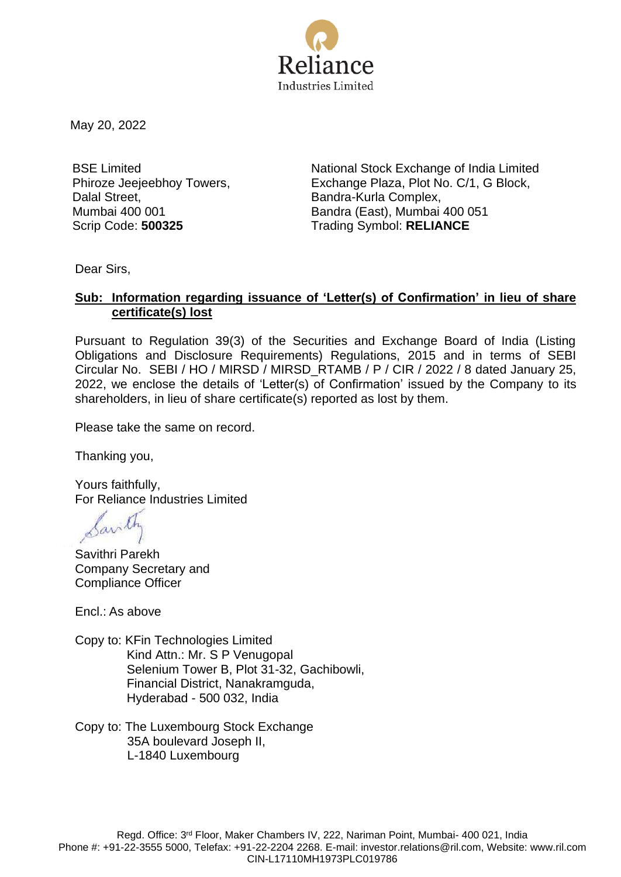Reliance
Industries Limited

May 20, 2022

BSE Limited
Phiroze Jeejeebhoy Towers,
Dalal Street,
Mumbai 400 001
Scrip Code: **500325**

National Stock Exchange of India Limited
Exchange Plaza, Plot No. C/1, G Block,
Bandra-Kurla Complex,
Bandra (East), Mumbai 400 051
Trading Symbol: **RELIANCE**

Dear Sirs,

**Sub: Information regarding issuance of 'Letter(s) of Confirmation' in lieu of share certificate(s) lost**

Pursuant to Regulation 39(3) of the Securities and Exchange Board of India (Listing Obligations and Disclosure Requirements) Regulations, 2015 and in terms of SEBI Circular No. SEBI / HO / MIRSD / MIRSD_RTAMB / P / CIR / 2022 / 8 dated January 25, 2022, we enclose the details of 'Letter(s) of Confirmation' issued by the Company to its shareholders, in lieu of share certificate(s) reported as lost by them.

Please take the same on record.

Thanking you,

Yours faithfully,
For Reliance Industries Limited

Savithri Parekh
Company Secretary and
Compliance Officer

Encl.: As above

Copy to: KFin Technologies Limited
Kind Attn.: Mr. S P Venugopal
Selenium Tower B, Plot 31-32, Gachibowli,
Financial District, Nanakramguda,
Hyderabad - 500 032, India

Copy to: The Luxembourg Stock Exchange
35A boulevard Joseph II,
L-1840 Luxembourg

Regd. Office: 3rd Floor, Maker Chambers IV, 222, Nariman Point, Mumbai- 400 021, India
Phone #: +91-22-3555 5000, Telefax: +91-22-2204 2268. E-mail: investor.relations@ril.com, Website: www.ril.com
CIN-L17110MH1973PLC019786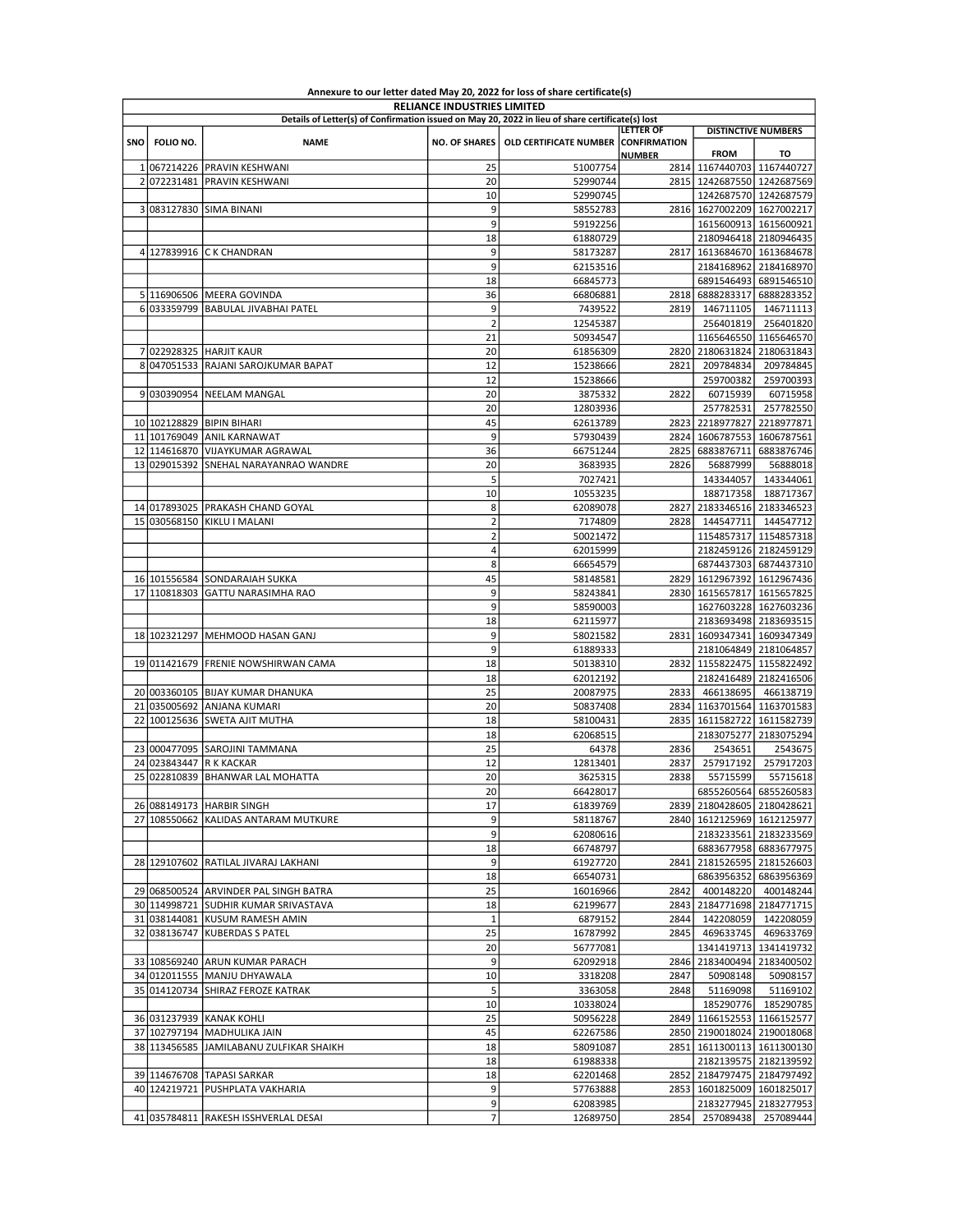Annexure to our letter dated May 20, 2022 for loss of share certificate(s)

**RELIANCE INDUSTRIES LIMITED**

Details of Letter(s) of Confirmation issued on May 20, 2022 in lieu of share certificate(s) lost

| SNO | FOLIO NO. | NAME | NO. OF SHARES | OLD CERTIFICATE NUMBER | LETTER OF CONFIRMATION NUMBER | DISTINCTIVE NUMBERS | |
|---|---|---|---|---|---|---|---|
| | | | | | | FROM | TO |
| 1 | 067214226 | PRAVIN KESHWANI | 25 | 51007754 | 2814 | 1167440703 | 1167440727 |
| 2 | 072231481 | PRAVIN KESHWANI | 20 | 52990744 | 2815 | 1242687550 | 1242687569 |
| | | | 10 | 52990745 | | 1242687570 | 1242687579 |
| 3 | 083127830 | SIMA BINANI | 9 | 58552783 | 2816 | 1627002209 | 1627002217 |
| | | | 9 | 59192256 | | 1615600913 | 1615600921 |
| | | | 18 | 61880729 | | 2180946418 | 2180946435 |
| 4 | 127839916 | C K CHANDRAN | 9 | 58173287 | 2817 | 1613684670 | 1613684678 |
| | | | 9 | 62153516 | | 2184168962 | 2184168970 |
| | | | 18 | 66845773 | | 6891546493 | 6891546510 |
| 5 | 116906506 | MEERA GOVINDA | 36 | 66806881 | 2818 | 6888283317 | 6888283352 |
| 6 | 033359799 | BABULAL JIVABHAI PATEL | 9 | 7439522 | 2819 | 146711105 | 146711113 |
| | | | 2 | 12545387 | | 256401819 | 256401820 |
| | | | 21 | 50934547 | | 1165646550 | 1165646570 |
| 7 | 022928325 | HARJIT KAUR | 20 | 61856309 | 2820 | 2180631824 | 2180631843 |
| 8 | 047051533 | RAJANI SAROJKUMAR BAPAT | 12 | 15238666 | 2821 | 209784834 | 209784845 |
| | | | 12 | 15238666 | | 259700382 | 259700393 |
| 9 | 030390954 | NEELAM MANGAL | 20 | 3875332 | 2822 | 60715939 | 60715958 |
| | | | 20 | 12803936 | | 257782531 | 257782550 |
| 10 | 102128829 | BIPIN BIHARI | 45 | 62613789 | 2823 | 2218977827 | 2218977871 |
| 11 | 101769049 | ANIL KARNAWAT | 9 | 57930439 | 2824 | 1606787553 | 1606787561 |
| 12 | 114616870 | VIJAYKUMAR AGRAWAL | 36 | 66751244 | 2825 | 6883876711 | 6883876746 |
| 13 | 029015392 | SNEHAL NARAYANRAO WANDRE | 20 | 3683935 | 2826 | 56887999 | 56888018 |
| | | | 5 | 7027421 | | 143344057 | 143344061 |
| | | | 10 | 10553235 | | 188717358 | 188717367 |
| 14 | 017893025 | PRAKASH CHAND GOYAL | 8 | 62089078 | 2827 | 2183346516 | 2183346523 |
| 15 | 030568150 | KIKLU I MALANI | 2 | 7174809 | 2828 | 144547711 | 144547712 |
| | | | 2 | 50021472 | | 1154857317 | 1154857318 |
| | | | 4 | 62015999 | | 2182459126 | 2182459129 |
| | | | 8 | 66654579 | | 6874437303 | 6874437310 |
| 16 | 101556584 | SONDARAIAH SUKKA | 45 | 58148581 | 2829 | 1612967392 | 1612967436 |
| 17 | 110818303 | GATTU NARASIMHA RAO | 9 | 58243841 | 2830 | 1615657817 | 1615657825 |
| | | | 9 | 58590003 | | 1627603228 | 1627603236 |
| | | | 18 | 62115977 | | 2183693498 | 2183693515 |
| 18 | 102321297 | MEHMOOD HASAN GANJ | 9 | 58021582 | 2831 | 1609347341 | 1609347349 |
| | | | 9 | 61889333 | | 2181064849 | 2181064857 |
| 19 | 011421679 | FRENIE NOWSHIRWAN CAMA | 18 | 50138310 | 2832 | 1155822475 | 1155822492 |
| | | | 18 | 62012192 | | 2182416489 | 2182416506 |
| 20 | 003360105 | BIJAY KUMAR DHANUKA | 25 | 20087975 | 2833 | 466138695 | 466138719 |
| 21 | 035005692 | ANJANA KUMARI | 20 | 50837408 | 2834 | 1163701564 | 1163701583 |
| 22 | 100125636 | SWETA AJIT MUTHA | 18 | 58100431 | 2835 | 1611582722 | 1611582739 |
| | | | 18 | 62068515 | | 2183075277 | 2183075294 |
| 23 | 000477095 | SAROJINI TAMMANA | 25 | 64378 | 2836 | 2543651 | 2543675 |
| 24 | 023843447 | R K KACKAR | 12 | 12813401 | 2837 | 257917192 | 257917203 |
| 25 | 022810839 | BHANWAR LAL MOHATTA | 20 | 3625315 | 2838 | 55715599 | 55715618 |
| | | | 20 | 66428017 | | 6855260564 | 6855260583 |
| 26 | 088149173 | HARBIR SINGH | 17 | 61839769 | 2839 | 2180428605 | 2180428621 |
| 27 | 108550662 | KALIDAS ANTARAM MUTKURE | 9 | 58118767 | 2840 | 1612125969 | 1612125977 |
| | | | 9 | 62080616 | | 2183233561 | 2183233569 |
| | | | 18 | 66748797 | | 6883677958 | 6883677975 |
| 28 | 129107602 | RATILAL JIVARAJ LAKHANI | 9 | 61927720 | 2841 | 2181526595 | 2181526603 |
| | | | 18 | 66540731 | | 6863956352 | 6863956369 |
| 29 | 068500524 | ARVINDER PAL SINGH BATRA | 25 | 16016966 | 2842 | 400148220 | 400148244 |
| 30 | 114998721 | SUDHIR KUMAR SRIVASTAVA | 18 | 62199677 | 2843 | 2184771698 | 2184771715 |
| 31 | 038144081 | KUSUM RAMESH AMIN | 1 | 6879152 | 2844 | 142208059 | 142208059 |
| 32 | 038136747 | KUBERDAS S PATEL | 25 | 16787992 | 2845 | 469633745 | 469633769 |
| | | | 20 | 56777081 | | 1341419713 | 1341419732 |
| 33 | 108569240 | ARUN KUMAR PARACH | 9 | 62092918 | 2846 | 2183400494 | 2183400502 |
| 34 | 012011555 | MANJU DHYAWALA | 10 | 3318208 | 2847 | 50908148 | 50908157 |
| 35 | 014120734 | SHIRAZ FEROZE KATRAK | 5 | 3363058 | 2848 | 51169098 | 51169102 |
| | | | 10 | 10338024 | | 185290776 | 185290785 |
| 36 | 031237939 | KANAK KOHLI | 25 | 50956228 | 2849 | 1166152553 | 1166152577 |
| 37 | 102797194 | MADHULIKA JAIN | 45 | 62267586 | 2850 | 2190018024 | 2190018068 |
| 38 | 113456585 | JAMILABANU ZULFIKAR SHAIKH | 18 | 58091087 | 2851 | 1611300113 | 1611300130 |
| | | | 18 | 61988338 | | 2182139575 | 2182139592 |
| 39 | 114676708 | TAPASI SARKAR | 18 | 62201468 | 2852 | 2184797475 | 2184797492 |
| 40 | 124219721 | PUSHPLATA VAKHARIA | 9 | 57763888 | 2853 | 1601825009 | 1601825017 |
| | | | 9 | 62083985 | | 2183277945 | 2183277953 |
| 41 | 035784811 | RAKESH ISSHVERLAL DESAI | 7 | 12689750 | 2854 | 257089438 | 257089444 |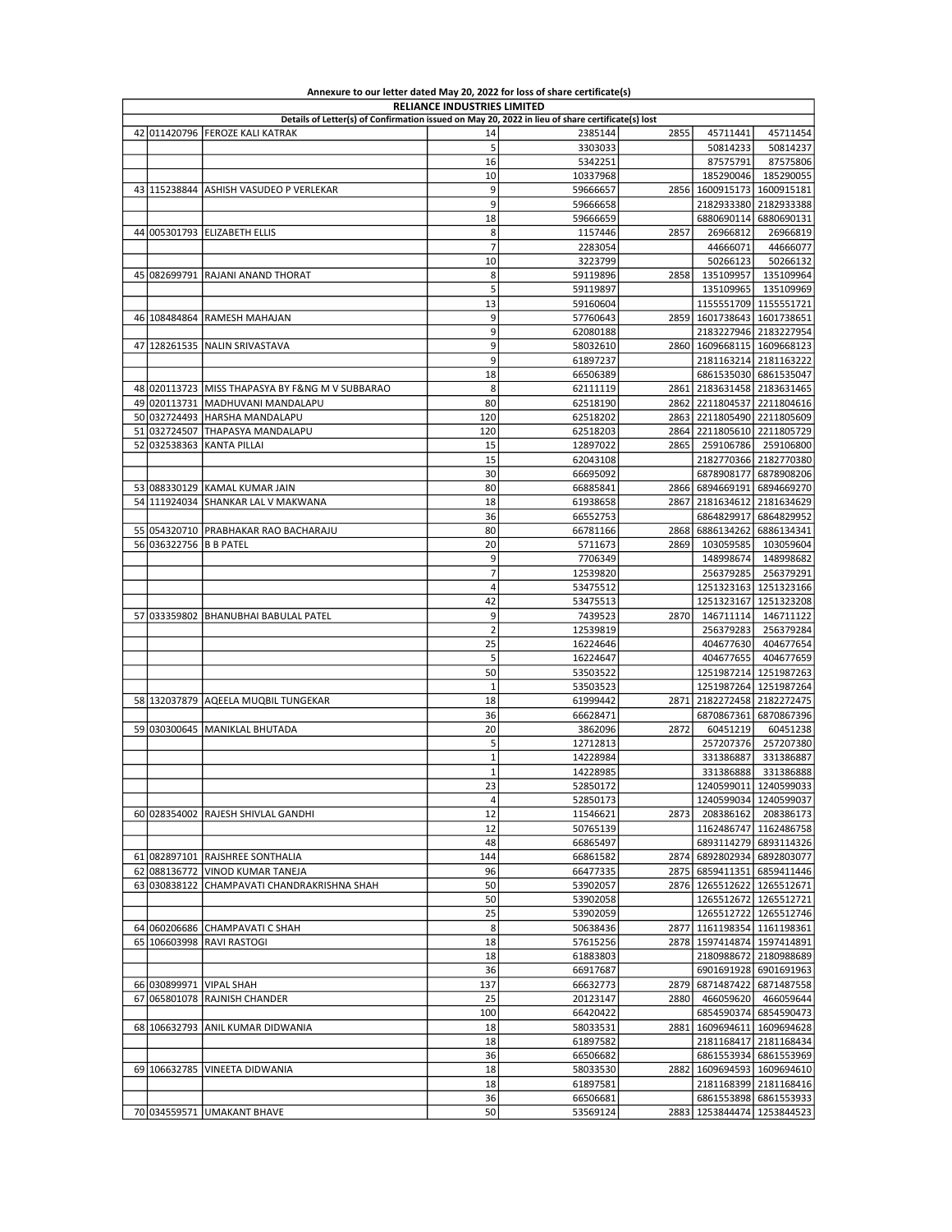**Annexure to our letter dated May 20, 2022 for loss of share certificate(s)**

**RELIANCE INDUSTRIES LIMITED**

**Details of Letter(s) of Confirmation issued on May 20, 2022 in lieu of share certificate(s) lost**

| | | | | | | | |
|---|---|---|---|---|---|---|---|
| 42 | 011420796 | FEROZE KALI KATRAK | 14 | 2385144 | 2855 | 45711441 | 45711454 |
| | | | 5 | 3303033 | | 50814233 | 50814237 |
| | | | 16 | 5342251 | | 87575791 | 87575806 |
| | | | 10 | 10337968 | | 185290046 | 185290055 |
| 43 | 115238844 | ASHISH VASUDEO P VERLEKAR | 9 | 59666657 | 2856 | 1600915173 | 1600915181 |
| | | | 9 | 59666658 | | 2182933380 | 2182933388 |
| | | | 18 | 59666659 | | 6880690114 | 6880690131 |
| 44 | 005301793 | ELIZABETH ELLIS | 8 | 1157446 | 2857 | 26966812 | 26966819 |
| | | | 7 | 2283054 | | 44666071 | 44666077 |
| | | | 10 | 3223799 | | 50266123 | 50266132 |
| 45 | 082699791 | RAJANI ANAND THORAT | 8 | 59119896 | 2858 | 135109957 | 135109964 |
| | | | 5 | 59119897 | | 135109965 | 135109969 |
| | | | 13 | 59160604 | | 1155551709 | 1155551721 |
| 46 | 108484864 | RAMESH MAHAJAN | 9 | 57760643 | 2859 | 1601738643 | 1601738651 |
| | | | 9 | 62080188 | | 2183227946 | 2183227954 |
| 47 | 128261535 | NALIN SRIVASTAVA | 9 | 58032610 | 2860 | 1609668115 | 1609668123 |
| | | | 9 | 61897237 | | 2181163214 | 2181163222 |
| | | | 18 | 66506389 | | 6861535030 | 6861535047 |
| 48 | 020113723 | MISS THAPASYA BY F&NG M V SUBBARAO | 8 | 62111119 | 2861 | 2183631458 | 2183631465 |
| 49 | 020113731 | MADHUVANI MANDALAPU | 80 | 62518190 | 2862 | 2211804537 | 2211804616 |
| 50 | 032724493 | HARSHA MANDALAPU | 120 | 62518202 | 2863 | 2211805490 | 2211805609 |
| 51 | 032724507 | THAPASYA MANDALAPU | 120 | 62518203 | 2864 | 2211805610 | 2211805729 |
| 52 | 032538363 | KANTA PILLAI | 15 | 12897022 | 2865 | 259106786 | 259106800 |
| | | | 15 | 62043108 | | 2182770366 | 2182770380 |
| | | | 30 | 66695092 | | 6878908177 | 6878908206 |
| 53 | 088330129 | KAMAL KUMAR JAIN | 80 | 66885841 | 2866 | 6894669191 | 6894669270 |
| 54 | 111924034 | SHANKAR LAL V MAKWANA | 18 | 61938658 | 2867 | 2181634612 | 2181634629 |
| | | | 36 | 66552753 | | 6864829917 | 6864829952 |
| 55 | 054320710 | PRABHAKAR RAO BACHARAJU | 80 | 66781166 | 2868 | 6886134262 | 6886134341 |
| 56 | 036322756 | B B PATEL | 20 | 5711673 | 2869 | 103059585 | 103059604 |
| | | | 9 | 7706349 | | 148998674 | 148998682 |
| | | | 7 | 12539820 | | 256379285 | 256379291 |
| | | | 4 | 53475512 | | 1251323163 | 1251323166 |
| | | | 42 | 53475513 | | 1251323167 | 1251323208 |
| 57 | 033359802 | BHANUBHAI BABULAL PATEL | 9 | 7439523 | 2870 | 146711114 | 146711122 |
| | | | 2 | 12539819 | | 256379283 | 256379284 |
| | | | 25 | 16224646 | | 404677630 | 404677654 |
| | | | 5 | 16224647 | | 404677655 | 404677659 |
| | | | 50 | 53503522 | | 1251987214 | 1251987263 |
| | | | 1 | 53503523 | | 1251987264 | 1251987264 |
| 58 | 132037879 | AQEELA MUQBIL TUNGEKAR | 18 | 61999442 | 2871 | 2182272458 | 2182272475 |
| | | | 36 | 66628471 | | 6870867361 | 6870867396 |
| 59 | 030300645 | MANIKLAL BHUTADA | 20 | 3862096 | 2872 | 60451219 | 60451238 |
| | | | 5 | 12712813 | | 257207376 | 257207380 |
| | | | 1 | 14228984 | | 331386887 | 331386887 |
| | | | 1 | 14228985 | | 331386888 | 331386888 |
| | | | 23 | 52850172 | | 1240599011 | 1240599033 |
| | | | 4 | 52850173 | | 1240599034 | 1240599037 |
| 60 | 028354002 | RAJESH SHIVLAL GANDHI | 12 | 11546621 | 2873 | 208386162 | 208386173 |
| | | | 12 | 50765139 | | 1162486747 | 1162486758 |
| | | | 48 | 66865497 | | 6893114279 | 6893114326 |
| 61 | 082897101 | RAJSHREE SONTHALIA | 144 | 66861582 | 2874 | 6892802934 | 6892803077 |
| 62 | 088136772 | VINOD KUMAR TANEJA | 96 | 66477335 | 2875 | 6859411351 | 6859411446 |
| 63 | 030838122 | CHAMPAVATI CHANDRAKRISHNA SHAH | 50 | 53902057 | 2876 | 1265512622 | 1265512671 |
| | | | 50 | 53902058 | | 1265512672 | 1265512721 |
| | | | 25 | 53902059 | | 1265512722 | 1265512746 |
| 64 | 060206686 | CHAMPAVATI C SHAH | 8 | 50636436 | 2877 | 1161198354 | 1161198361 |
| 65 | 106603998 | RAVI RASTOGI | 18 | 57615256 | 2878 | 1597414874 | 1597414891 |
| | | | 18 | 61883803 | | 2180988672 | 2180988689 |
| | | | 36 | 66917687 | | 6901691928 | 6901691963 |
| 66 | 030899971 | VIPAL SHAH | 137 | 66632773 | 2879 | 6871487422 | 6871487558 |
| 67 | 065801078 | RAJNISH CHANDER | 25 | 20123147 | 2880 | 466059620 | 466059644 |
| | | | 100 | 66420422 | | 6854590374 | 6854590473 |
| 68 | 106632793 | ANIL KUMAR DIDWANIA | 18 | 58033531 | 2881 | 1609694611 | 1609694628 |
| | | | 18 | 61897582 | | 2181168417 | 2181168434 |
| | | | 36 | 66506682 | | 6861553934 | 6861553969 |
| 69 | 106632785 | VINEETA DIDWANIA | 18 | 58033530 | 2882 | 1609694593 | 1609694610 |
| | | | 18 | 61897581 | | 2181168399 | 2181168416 |
| | | | 36 | 66506681 | | 6861553898 | 6861553933 |
| 70 | 034559571 | UMAKANT BHAVE | 50 | 53569124 | 2883 | 1253844474 | 1253844523 |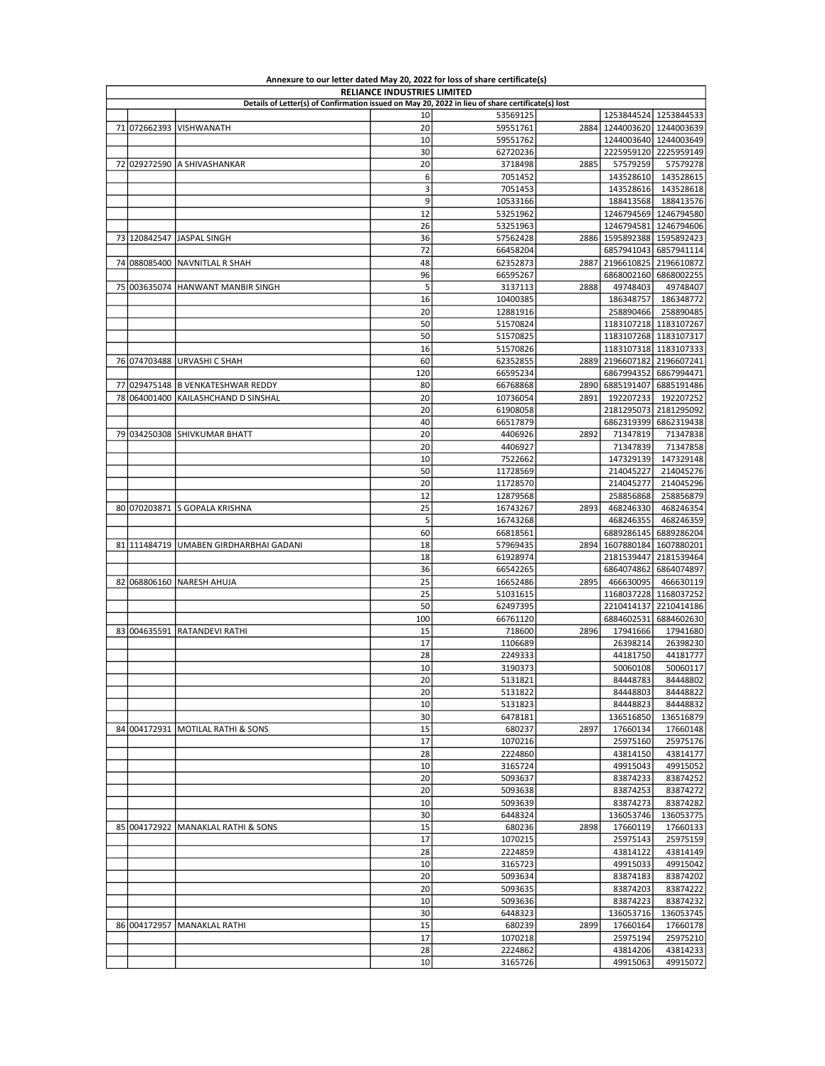Annexure to our letter dated May 20, 2022 for loss of share certificate(s)

**RELIANCE INDUSTRIES LIMITED**

Details of Letter(s) of Confirmation issued on May 20, 2022 in lieu of share certificate(s) lost

| | | | | | | | |
|---|---|---|---|---|---|---|---|
| | | | 10 | 53569125 | | 1253844524 | 1253844533 |
| 71 | 072662393 | VISHWANATH | 20 | 59551761 | 2884 | 1244003620 | 1244003639 |
| | | | 10 | 59551762 | | 1244003640 | 1244003649 |
| | | | 30 | 62720236 | | 2225959120 | 2225959149 |
| 72 | 029272590 | A SHIVASHANKAR | 20 | 3718498 | 2885 | 57579259 | 57579278 |
| | | | 6 | 7051452 | | 143528610 | 143528615 |
| | | | 3 | 7051453 | | 143528616 | 143528618 |
| | | | 9 | 10533166 | | 188413568 | 188413576 |
| | | | 12 | 53251962 | | 1246794569 | 1246794580 |
| | | | 26 | 53251963 | | 1246794581 | 1246794606 |
| 73 | 120842547 | JASPAL SINGH | 36 | 57562428 | 2886 | 1595892388 | 1595892423 |
| | | | 72 | 66458204 | | 6857941043 | 6857941114 |
| 74 | 088085400 | NAVNITLAL R SHAH | 48 | 62352873 | 2887 | 2196610825 | 2196610872 |
| | | | 96 | 66595267 | | 6868002160 | 6868002255 |
| 75 | 003635074 | HANWANT MANBIR SINGH | 5 | 3137113 | 2888 | 49748403 | 49748407 |
| | | | 16 | 10400385 | | 186348757 | 186348772 |
| | | | 20 | 12881916 | | 258890466 | 258890485 |
| | | | 50 | 51570824 | | 1183107218 | 1183107267 |
| | | | 50 | 51570825 | | 1183107268 | 1183107317 |
| | | | 16 | 51570826 | | 1183107318 | 1183107333 |
| 76 | 074703488 | URVASHI C SHAH | 60 | 62352855 | 2889 | 2196607182 | 2196607241 |
| | | | 120 | 66595234 | | 6867994352 | 6867994471 |
| 77 | 029475148 | B VENKATESHWAR REDDY | 80 | 66768868 | 2890 | 6885191407 | 6885191486 |
| 78 | 064001400 | KAILASHCHAND D SINSHAL | 20 | 10736054 | 2891 | 192207233 | 192207252 |
| | | | 20 | 61908058 | | 2181295073 | 2181295092 |
| | | | 40 | 66517879 | | 6862319399 | 6862319438 |
| 79 | 034250308 | SHIVKUMAR BHATT | 20 | 4406926 | 2892 | 71347819 | 71347838 |
| | | | 20 | 4406927 | | 71347839 | 71347858 |
| | | | 10 | 7522662 | | 147329139 | 147329148 |
| | | | 50 | 11728569 | | 214045227 | 214045276 |
| | | | 20 | 11728570 | | 214045277 | 214045296 |
| | | | 12 | 12879568 | | 258856868 | 258856879 |
| 80 | 070203871 | S GOPALA KRISHNA | 25 | 16743267 | 2893 | 468246330 | 468246354 |
| | | | 5 | 16743268 | | 468246355 | 468246359 |
| | | | 60 | 66818561 | | 6889286145 | 6889286204 |
| 81 | 111484719 | UMABEN GIRDHARBHAI GADANI | 18 | 57969435 | 2894 | 1607880184 | 1607880201 |
| | | | 18 | 61928974 | | 2181539447 | 2181539464 |
| | | | 36 | 66542265 | | 6864074862 | 6864074897 |
| 82 | 068806160 | NARESH AHUJA | 25 | 16652486 | 2895 | 466630095 | 466630119 |
| | | | 25 | 51031615 | | 1168037228 | 1168037252 |
| | | | 50 | 62497395 | | 2210414137 | 2210414186 |
| | | | 100 | 66761120 | | 6884602531 | 6884602630 |
| 83 | 004635591 | RATANDEVI RATHI | 15 | 718600 | 2896 | 17941666 | 17941680 |
| | | | 17 | 1106689 | | 26398214 | 26398230 |
| | | | 28 | 2249333 | | 44181750 | 44181777 |
| | | | 10 | 3190373 | | 50060108 | 50060117 |
| | | | 20 | 5131821 | | 84448783 | 84448802 |
| | | | 20 | 5131822 | | 84448803 | 84448822 |
| | | | 10 | 5131823 | | 84448823 | 84448832 |
| | | | 30 | 6478181 | | 136516850 | 136516879 |
| 84 | 004172931 | MOTILAL RATHI & SONS | 15 | 680237 | 2897 | 17660134 | 17660148 |
| | | | 17 | 1070216 | | 25975160 | 25975176 |
| | | | 28 | 2224860 | | 43814150 | 43814177 |
| | | | 10 | 3165724 | | 49915043 | 49915052 |
| | | | 20 | 5093637 | | 83874233 | 83874252 |
| | | | 20 | 5093638 | | 83874253 | 83874272 |
| | | | 10 | 5093639 | | 83874273 | 83874282 |
| | | | 30 | 6448324 | | 136053746 | 136053775 |
| 85 | 004172922 | MANAKLAL RATHI & SONS | 15 | 680236 | 2898 | 17660119 | 17660133 |
| | | | 17 | 1070215 | | 25975143 | 25975159 |
| | | | 28 | 2224859 | | 43814122 | 43814149 |
| | | | 10 | 3165723 | | 49915033 | 49915042 |
| | | | 20 | 5093634 | | 83874183 | 83874202 |
| | | | 20 | 5093635 | | 83874203 | 83874222 |
| | | | 10 | 5093636 | | 83874223 | 83874232 |
| | | | 30 | 6448323 | | 136053716 | 136053745 |
| 86 | 004172957 | MANAKLAL RATHI | 15 | 680239 | 2899 | 17660164 | 17660178 |
| | | | 17 | 1070218 | | 25975194 | 25975210 |
| | | | 28 | 2224862 | | 43814206 | 43814233 |
| | | | 10 | 3165726 | | 49915063 | 49915072 |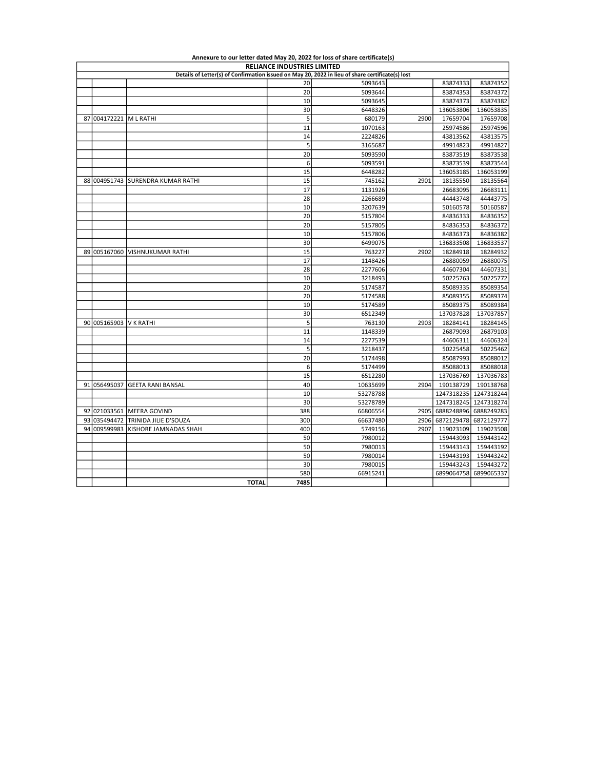**Annexure to our letter dated May 20, 2022 for loss of share certificate(s)**

**RELIANCE INDUSTRIES LIMITED**

**Details of Letter(s) of Confirmation issued on May 20, 2022 in lieu of share certificate(s) lost**

| | | | | | | | |
|---|---|---|---|---|---|---|---|
| | | | 20 | 5093643 | | 83874333 | 83874352 |
| | | | 20 | 5093644 | | 83874353 | 83874372 |
| | | | 10 | 5093645 | | 83874373 | 83874382 |
| | | | 30 | 6448326 | | 136053806 | 136053835 |
| 87 | 004172221 | M L RATHI | 5 | 680179 | 2900 | 17659704 | 17659708 |
| | | | 11 | 1070163 | | 25974586 | 25974596 |
| | | | 14 | 2224826 | | 43813562 | 43813575 |
| | | | 5 | 3165687 | | 49914823 | 49914827 |
| | | | 20 | 5093590 | | 83873519 | 83873538 |
| | | | 6 | 5093591 | | 83873539 | 83873544 |
| | | | 15 | 6448282 | | 136053185 | 136053199 |
| 88 | 004951743 | SURENDRA KUMAR RATHI | 15 | 745162 | 2901 | 18135550 | 18135564 |
| | | | 17 | 1131926 | | 26683095 | 26683111 |
| | | | 28 | 2266689 | | 44443748 | 44443775 |
| | | | 10 | 3207639 | | 50160578 | 50160587 |
| | | | 20 | 5157804 | | 84836333 | 84836352 |
| | | | 20 | 5157805 | | 84836353 | 84836372 |
| | | | 10 | 5157806 | | 84836373 | 84836382 |
| | | | 30 | 6499075 | | 136833508 | 136833537 |
| 89 | 005167060 | VISHNUKUMAR RATHI | 15 | 763227 | 2902 | 18284918 | 18284932 |
| | | | 17 | 1148426 | | 26880059 | 26880075 |
| | | | 28 | 2277606 | | 44607304 | 44607331 |
| | | | 10 | 3218493 | | 50225763 | 50225772 |
| | | | 20 | 5174587 | | 85089335 | 85089354 |
| | | | 20 | 5174588 | | 85089355 | 85089374 |
| | | | 10 | 5174589 | | 85089375 | 85089384 |
| | | | 30 | 6512349 | | 137037828 | 137037857 |
| 90 | 005165903 | V K RATHI | 5 | 763130 | 2903 | 18284141 | 18284145 |
| | | | 11 | 1148339 | | 26879093 | 26879103 |
| | | | 14 | 2277539 | | 44606311 | 44606324 |
| | | | 5 | 3218437 | | 50225458 | 50225462 |
| | | | 20 | 5174498 | | 85087993 | 85088012 |
| | | | 6 | 5174499 | | 85088013 | 85088018 |
| | | | 15 | 6512280 | | 137036769 | 137036783 |
| 91 | 056495037 | GEETA RANI BANSAL | 40 | 10635699 | 2904 | 190138729 | 190138768 |
| | | | 10 | 53278788 | | 1247318235 | 1247318244 |
| | | | 30 | 53278789 | | 1247318245 | 1247318274 |
| 92 | 021033561 | MEERA GOVIND | 388 | 66806554 | 2905 | 6888248896 | 6888249283 |
| 93 | 035494472 | TRINIDA JILIE D'SOUZA | 300 | 66637480 | 2906 | 6872129478 | 6872129777 |
| 94 | 009599983 | KISHORE JAMNADAS SHAH | 400 | 5749156 | 2907 | 119023109 | 119023508 |
| | | | 50 | 7980012 | | 159443093 | 159443142 |
| | | | 50 | 7980013 | | 159443143 | 159443192 |
| | | | 50 | 7980014 | | 159443193 | 159443242 |
| | | | 30 | 7980015 | | 159443243 | 159443272 |
| | | | 580 | 66915241 | | 6899064758 | 6899065337 |
| | | **TOTAL** | **7485** | | | | |